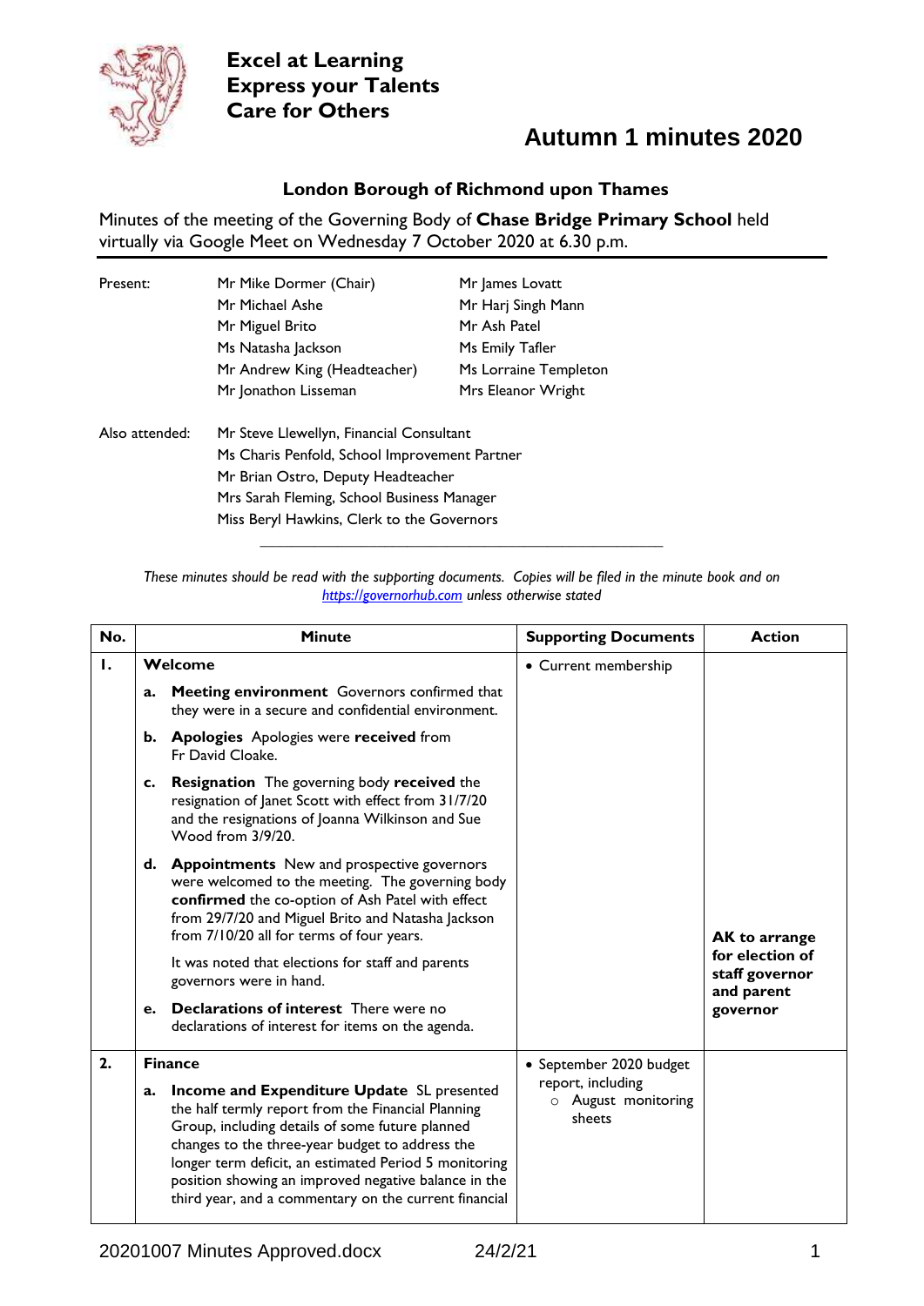**Excel at Learning**
**Express your Talents**
**Care for Others**

# Autumn 1 minutes 2020

## London Borough of Richmond upon Thames

Minutes of the meeting of the Governing Body of **Chase Bridge Primary School** held virtually via Google Meet on Wednesday 7 October 2020 at 6.30 p.m.

| | | |
|---|---|---|
| Present: | Mr Mike Dormer (Chair) | Mr James Lovatt |
| | Mr Michael Ashe | Mr Harj Singh Mann |
| | Mr Miguel Brito | Mr Ash Patel |
| | Ms Natasha Jackson | Ms Emily Tafler |
| | Mr Andrew King (Headteacher) | Ms Lorraine Templeton |
| | Mr Jonathon Lisseman | Mrs Eleanor Wright |

Also attended:
Mr Steve Llewellyn, Financial Consultant
Ms Charis Penfold, School Improvement Partner
Mr Brian Ostro, Deputy Headteacher
Mrs Sarah Fleming, School Business Manager
Miss Beryl Hawkins, Clerk to the Governors

*These minutes should be read with the supporting documents. Copies will be filed in the minute book and on https://governorhub.com unless otherwise stated*

| No. | Minute | Supporting Documents | Action |
|---|---|---|---|
| **1.** | **Welcome** | • Current membership | |
| | **a. Meeting environment** Governors confirmed that they were in a secure and confidential environment. | | |
| | **b. Apologies** Apologies were **received** from Fr David Cloake. | | |
| | **c. Resignation** The governing body **received** the resignation of Janet Scott with effect from 31/7/20 and the resignations of Joanna Wilkinson and Sue Wood from 3/9/20. | | |
| | **d. Appointments** New and prospective governors were welcomed to the meeting. The governing body **confirmed** the co-option of Ash Patel with effect from 29/7/20 and Miguel Brito and Natasha Jackson from 7/10/20 all for terms of four years. | | |
| | It was noted that elections for staff and parents governors were in hand. | | **AK to arrange for election of staff governor and parent governor** |
| | **e. Declarations of interest** There were no declarations of interest for items on the agenda. | | |
| **2.** | **Finance** | • September 2020 budget report, including<br>○ August monitoring sheets | |
| | **a. Income and Expenditure Update** SL presented the half termly report from the Financial Planning Group, including details of some future planned changes to the three-year budget to address the longer term deficit, an estimated Period 5 monitoring position showing an improved negative balance in the third year, and a commentary on the current financial | | |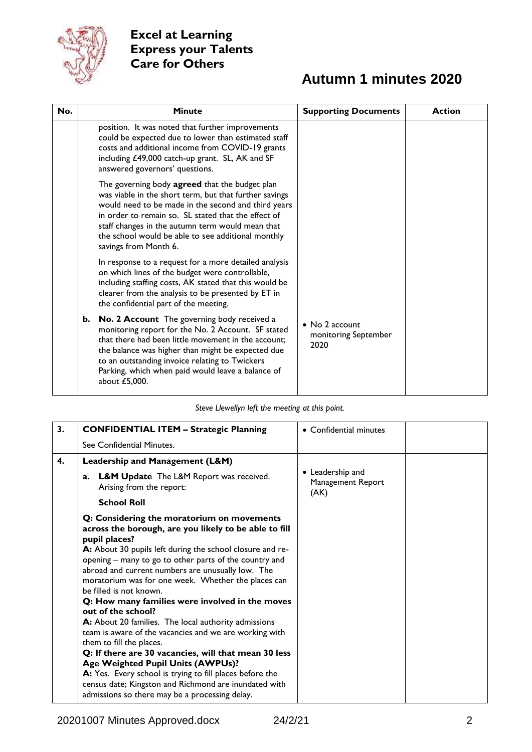**Excel at Learning**
**Express your Talents**
**Care for Others**

# Autumn 1 minutes 2020

| No. | Minute | Supporting Documents | Action |
|---|---|---|---|
| | position. It was noted that further improvements could be expected due to lower than estimated staff costs and additional income from COVID-19 grants including £49,000 catch-up grant. SL, AK and SF answered governors' questions.<br><br>The governing body **agreed** that the budget plan was viable in the short term, but that further savings would need to be made in the second and third years in order to remain so. SL stated that the effect of staff changes in the autumn term would mean that the school would be able to see additional monthly savings from Month 6.<br><br>In response to a request for a more detailed analysis on which lines of the budget were controllable, including staffing costs, AK stated that this would be clearer from the analysis to be presented by ET in the confidential part of the meeting. | | |
| | **b. No. 2 Account** The governing body received a monitoring report for the No. 2 Account. SF stated that there had been little movement in the account; the balance was higher than might be expected due to an outstanding invoice relating to Twickers Parking, which when paid would leave a balance of about £5,000. | • No 2 account monitoring September 2020 | |

*Steve Llewellyn left the meeting at this point.*

| No. | Minute | Supporting Documents | Action |
|---|---|---|---|
| **3.** | **CONFIDENTIAL ITEM – Strategic Planning**<br><br>See Confidential Minutes. | • Confidential minutes | |
| **4.** | **Leadership and Management (L&M)**<br><br>**a. L&M Update** The L&M Report was received. Arising from the report:<br><br>**School Roll**<br><br>**Q: Considering the moratorium on movements across the borough, are you likely to be able to fill pupil places?**<br>**A:** About 30 pupils left during the school closure and re-opening – many to go to other parts of the country and abroad and current numbers are unusually low. The moratorium was for one week. Whether the places can be filled is not known.<br>**Q: How many families were involved in the moves out of the school?**<br>**A:** About 20 families. The local authority admissions team is aware of the vacancies and we are working with them to fill the places.<br>**Q: If there are 30 vacancies, will that mean 30 less Age Weighted Pupil Units (AWPUs)?**<br>**A:** Yes. Every school is trying to fill places before the census date; Kingston and Richmond are inundated with admissions so there may be a processing delay. | • Leadership and Management Report (AK) | |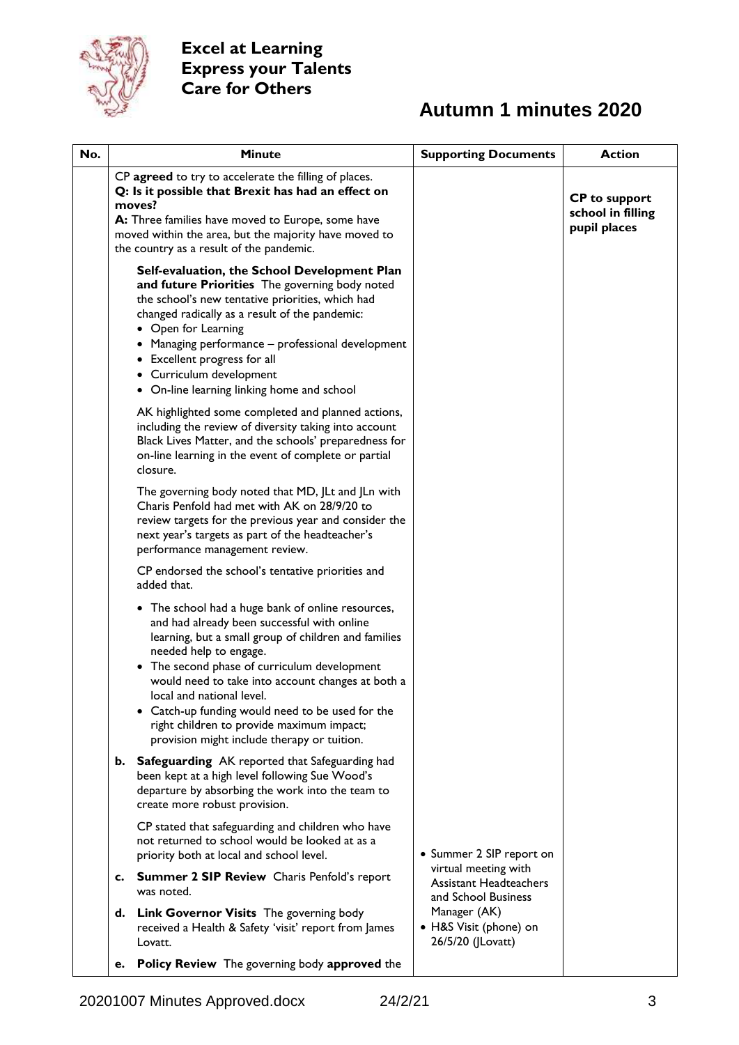**Excel at Learning**
**Express your Talents**
**Care for Others**

# Autumn 1 minutes 2020

| No. | Minute | Supporting Documents | Action |
|---|---|---|---|
| | CP **agreed** to try to accelerate the filling of places. **Q: Is it possible that Brexit has had an effect on moves?** **A:** Three families have moved to Europe, some have moved within the area, but the majority have moved to the country as a result of the pandemic. | | **CP to support school in filling pupil places** |
| | **Self-evaluation, the School Development Plan and future Priorities** The governing body noted the school's new tentative priorities, which had changed radically as a result of the pandemic:<br>• Open for Learning<br>• Managing performance – professional development<br>• Excellent progress for all<br>• Curriculum development<br>• On-line learning linking home and school<br><br>AK highlighted some completed and planned actions, including the review of diversity taking into account Black Lives Matter, and the schools' preparedness for on-line learning in the event of complete or partial closure.<br><br>The governing body noted that MD, JLt and JLn with Charis Penfold had met with AK on 28/9/20 to review targets for the previous year and consider the next year's targets as part of the headteacher's performance management review.<br><br>CP endorsed the school's tentative priorities and added that.<br>• The school had a huge bank of online resources, and had already been successful with online learning, but a small group of children and families needed help to engage.<br>• The second phase of curriculum development would need to take into account changes at both a local and national level.<br>• Catch-up funding would need to be used for the right children to provide maximum impact; provision might include therapy or tuition. | | |
| | **b. Safeguarding** AK reported that Safeguarding had been kept at a high level following Sue Wood's departure by absorbing the work into the team to create more robust provision.<br><br>CP stated that safeguarding and children who have not returned to school would be looked at as a priority both at local and school level. | | |
| | **c. Summer 2 SIP Review** Charis Penfold's report was noted. | • Summer 2 SIP report on virtual meeting with Assistant Headteachers and School Business Manager (AK) | |
| | **d. Link Governor Visits** The governing body received a Health & Safety 'visit' report from James Lovatt. | • H&S Visit (phone) on 26/5/20 (JLovatt) | |
| | **e. Policy Review** The governing body **approved** the | | |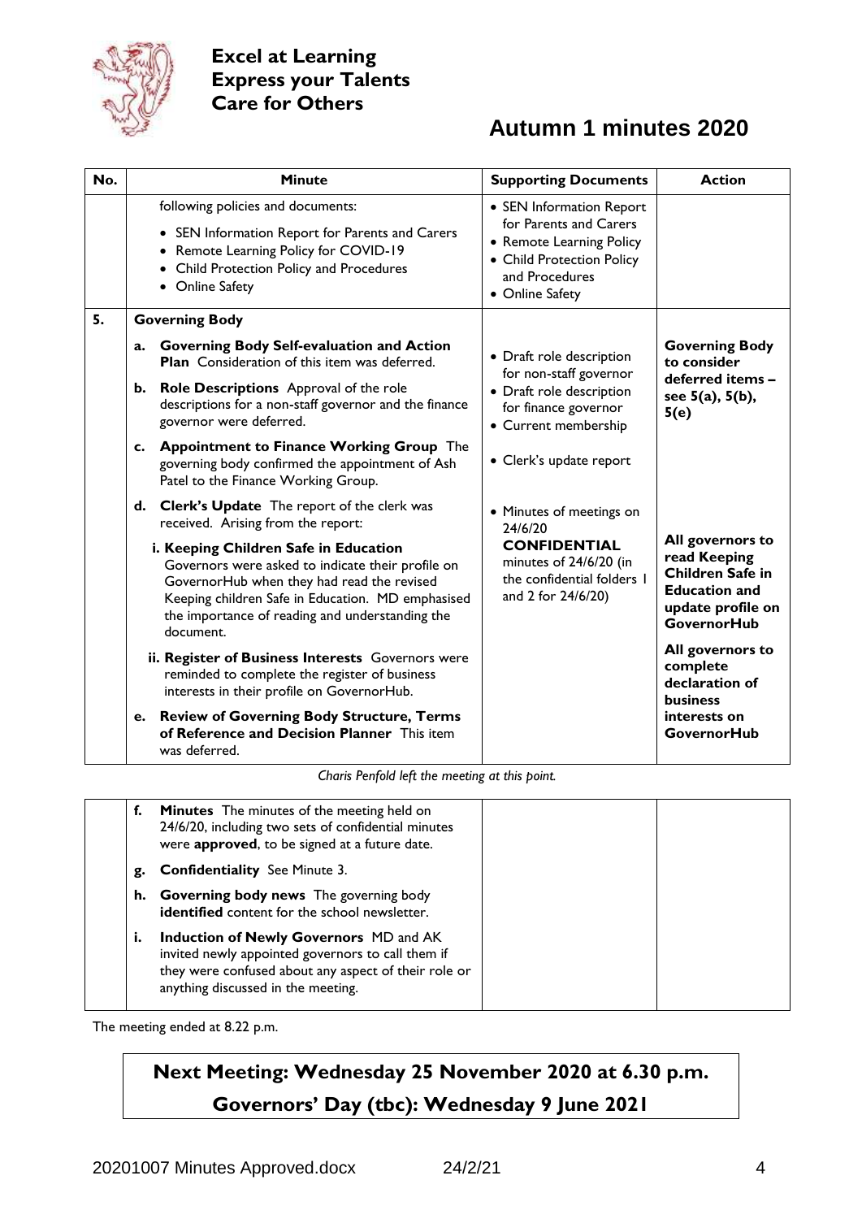**Excel at Learning**
**Express your Talents**
**Care for Others**

# Autumn 1 minutes 2020

| No. | Minute | Supporting Documents | Action |
|---|---|---|---|
| | following policies and documents:<br>• SEN Information Report for Parents and Carers<br>• Remote Learning Policy for COVID-19<br>• Child Protection Policy and Procedures<br>• Online Safety | • SEN Information Report for Parents and Carers<br>• Remote Learning Policy<br>• Child Protection Policy and Procedures<br>• Online Safety | |
| **5.** | **Governing Body**<br>**a. Governing Body Self-evaluation and Action Plan** Consideration of this item was deferred.<br>**b. Role Descriptions** Approval of the role descriptions for a non-staff governor and the finance governor were deferred.<br>**c. Appointment to Finance Working Group** The governing body confirmed the appointment of Ash Patel to the Finance Working Group.<br>**d. Clerk's Update** The report of the clerk was received. Arising from the report:<br>**i. Keeping Children Safe in Education** Governors were asked to indicate their profile on GovernorHub when they had read the revised Keeping children Safe in Education. MD emphasised the importance of reading and understanding the document.<br>**ii. Register of Business Interests** Governors were reminded to complete the register of business interests in their profile on GovernorHub.<br>**e. Review of Governing Body Structure, Terms of Reference and Decision Planner** This item was deferred. | • Draft role description for non-staff governor<br>• Draft role description for finance governor<br>• Current membership<br>• Clerk's update report<br>• Minutes of meetings on 24/6/20 **CONFIDENTIAL** minutes of 24/6/20 (in the confidential folders 1 and 2 for 24/6/20) | **Governing Body to consider deferred items – see 5(a), 5(b), 5(e)**<br>**All governors to read Keeping Children Safe in Education and update profile on GovernorHub**<br>**All governors to complete declaration of business interests on GovernorHub** |

*Charis Penfold left the meeting at this point.*

| | | | |
|---|---|---|---|
| | **f. Minutes** The minutes of the meeting held on 24/6/20, including two sets of confidential minutes were **approved**, to be signed at a future date.<br>**g. Confidentiality** See Minute 3.<br>**h. Governing body news** The governing body **identified** content for the school newsletter.<br>**i. Induction of Newly Governors** MD and AK invited newly appointed governors to call them if they were confused about any aspect of their role or anything discussed in the meeting. | | |

The meeting ended at 8.22 p.m.

**Next Meeting: Wednesday 25 November 2020 at 6.30 p.m.**
**Governors' Day (tbc): Wednesday 9 June 2021**